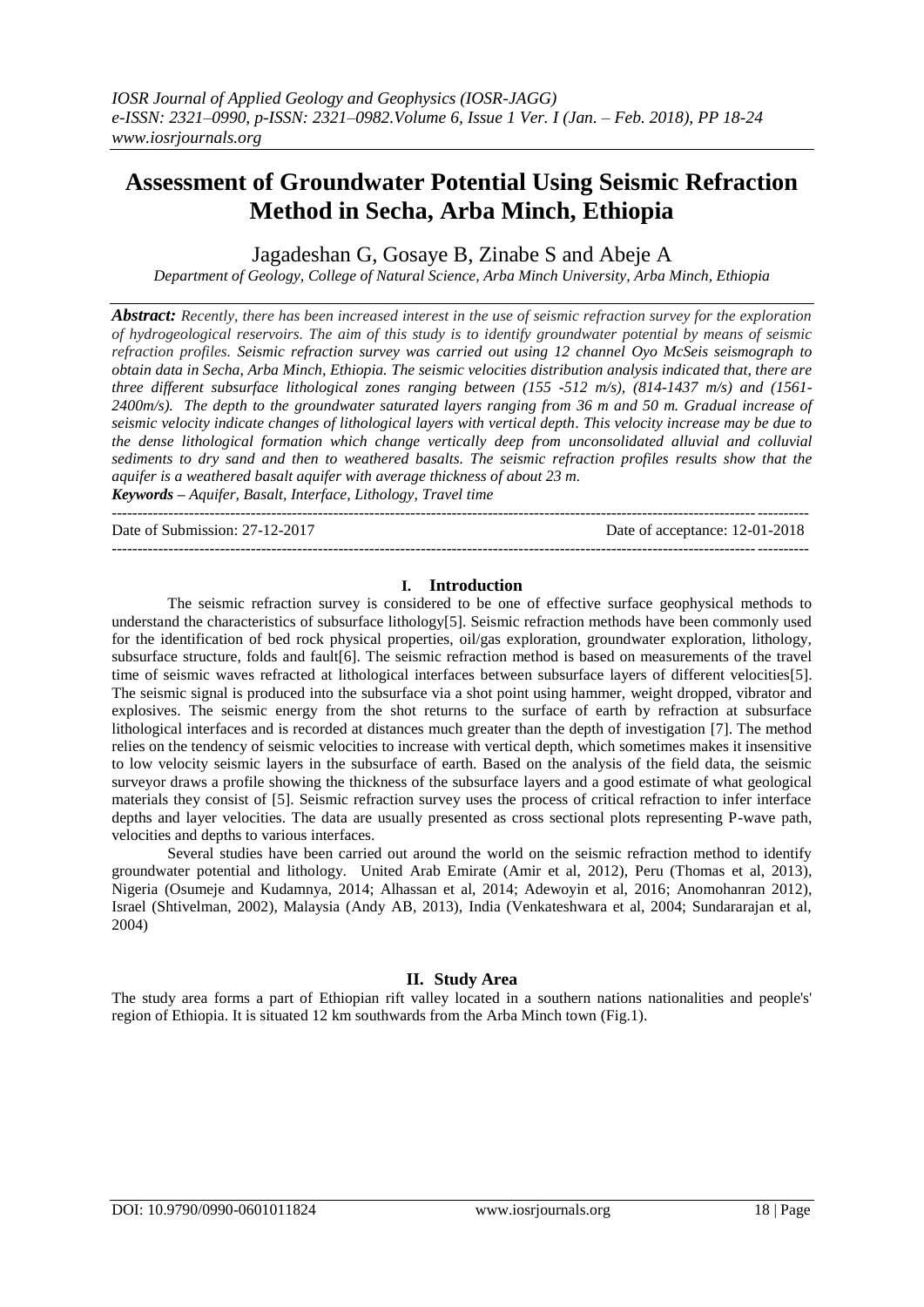# Assessment of Groundwater Potential Using Seismic Refraction Method in Secha, Arba Minch, Ethiopia

Jagadeshan G, Gosaye B, Zinabe S and Abeje A

*Department of Geology, College of Natural Science, Arba Minch University, Arba Minch, Ethiopia*

***Abstract:*** *Recently, there has been increased interest in the use of seismic refraction survey for the exploration of hydrogeological reservoirs. The aim of this study is to identify groundwater potential by means of seismic refraction profiles. Seismic refraction survey was carried out using 12 channel Oyo McSeis seismograph to obtain data in Secha, Arba Minch, Ethiopia. The seismic velocities distribution analysis indicated that, there are three different subsurface lithological zones ranging between (155 -512 m/s), (814-1437 m/s) and (1561-2400m/s). The depth to the groundwater saturated layers ranging from 36 m and 50 m. Gradual increase of seismic velocity indicate changes of lithological layers with vertical depth. This velocity increase may be due to the dense lithological formation which change vertically deep from unconsolidated alluvial and colluvial sediments to dry sand and then to weathered basalts. The seismic refraction profiles results show that the aquifer is a weathered basalt aquifer with average thickness of about 23 m.*

***Keywords*** *– Aquifer, Basalt, Interface, Lithology, Travel time*

Date of Submission: 27-12-2017 Date of acceptance: 12-01-2018

## I. Introduction

The seismic refraction survey is considered to be one of effective surface geophysical methods to understand the characteristics of subsurface lithology[5]. Seismic refraction methods have been commonly used for the identification of bed rock physical properties, oil/gas exploration, groundwater exploration, lithology, subsurface structure, folds and fault[6]. The seismic refraction method is based on measurements of the travel time of seismic waves refracted at lithological interfaces between subsurface layers of different velocities[5]. The seismic signal is produced into the subsurface via a shot point using hammer, weight dropped, vibrator and explosives. The seismic energy from the shot returns to the surface of earth by refraction at subsurface lithological interfaces and is recorded at distances much greater than the depth of investigation [7]. The method relies on the tendency of seismic velocities to increase with vertical depth, which sometimes makes it insensitive to low velocity seismic layers in the subsurface of earth. Based on the analysis of the field data, the seismic surveyor draws a profile showing the thickness of the subsurface layers and a good estimate of what geological materials they consist of [5]. Seismic refraction survey uses the process of critical refraction to infer interface depths and layer velocities. The data are usually presented as cross sectional plots representing P-wave path, velocities and depths to various interfaces.

Several studies have been carried out around the world on the seismic refraction method to identify groundwater potential and lithology. United Arab Emirate (Amir et al, 2012), Peru (Thomas et al, 2013), Nigeria (Osumeje and Kudamnya, 2014; Alhassan et al, 2014; Adewoyin et al, 2016; Anomohanran 2012), Israel (Shtivelman, 2002), Malaysia (Andy AB, 2013), India (Venkateshwara et al, 2004; Sundararajan et al, 2004)

## II. Study Area

The study area forms a part of Ethiopian rift valley located in a southern nations nationalities and people's' region of Ethiopia. It is situated 12 km southwards from the Arba Minch town (Fig.1).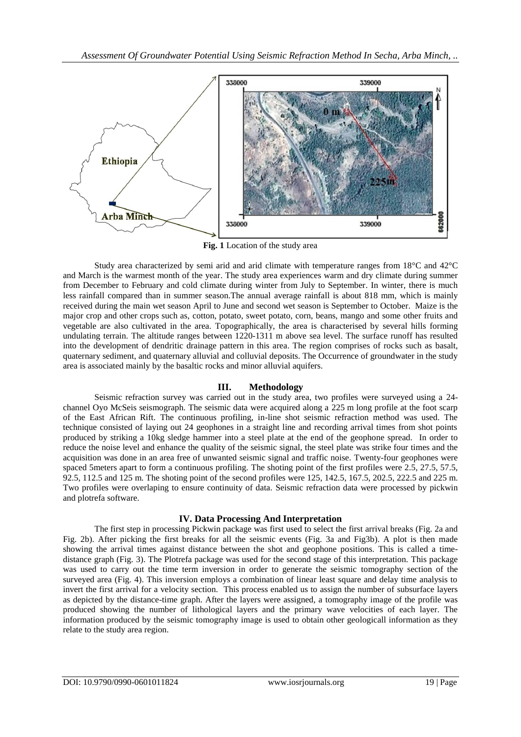Fig. 1 Location of the study area

Study area characterized by semi arid and arid climate with temperature ranges from 18°C and 42°C and March is the warmest month of the year. The study area experiences warm and dry climate during summer from December to February and cold climate during winter from July to September. In winter, there is much less rainfall compared than in summer season.The annual average rainfall is about 818 mm, which is mainly received during the main wet season April to June and second wet season is September to October. Maize is the major crop and other crops such as, cotton, potato, sweet potato, corn, beans, mango and some other fruits and vegetable are also cultivated in the area. Topographically, the area is characterised by several hills forming undulating terrain. The altitude ranges between 1220-1311 m above sea level. The surface runoff has resulted into the development of dendritic drainage pattern in this area. The region comprises of rocks such as basalt, quaternary sediment, and quaternary alluvial and colluvial deposits. The Occurrence of groundwater in the study area is associated mainly by the basaltic rocks and minor alluvial aquifers.

## III. Methodology

Seismic refraction survey was carried out in the study area, two profiles were surveyed using a 24-channel Oyo McSeis seismograph. The seismic data were acquired along a 225 m long profile at the foot scarp of the East African Rift. The continuous profiling, in-line shot seismic refraction method was used. The technique consisted of laying out 24 geophones in a straight line and recording arrival times from shot points produced by striking a 10kg sledge hammer into a steel plate at the end of the geophone spread. In order to reduce the noise level and enhance the quality of the seismic signal, the steel plate was strike four times and the acquisition was done in an area free of unwanted seismic signal and traffic noise. Twenty-four geophones were spaced 5meters apart to form a continuous profiling. The shoting point of the first profiles were 2.5, 27.5, 57.5, 92.5, 112.5 and 125 m. The shoting point of the second profiles were 125, 142.5, 167.5, 202.5, 222.5 and 225 m. Two profiles were overlaping to ensure continuity of data. Seismic refraction data were processed by pickwin and plotrefa software.

## IV. Data Processing And Interpretation

The first step in processing Pickwin package was first used to select the first arrival breaks (Fig. 2a and Fig. 2b). After picking the first breaks for all the seismic events (Fig. 3a and Fig3b). A plot is then made showing the arrival times against distance between the shot and geophone positions. This is called a time-distance graph (Fig. 3). The Plotrefa package was used for the second stage of this interpretation. This package was used to carry out the time term inversion in order to generate the seismic tomography section of the surveyed area (Fig. 4). This inversion employs a combination of linear least square and delay time analysis to invert the first arrival for a velocity section. This process enabled us to assign the number of subsurface layers as depicted by the distance-time graph. After the layers were assigned, a tomography image of the profile was produced showing the number of lithological layers and the primary wave velocities of each layer. The information produced by the seismic tomography image is used to obtain other geologicall information as they relate to the study area region.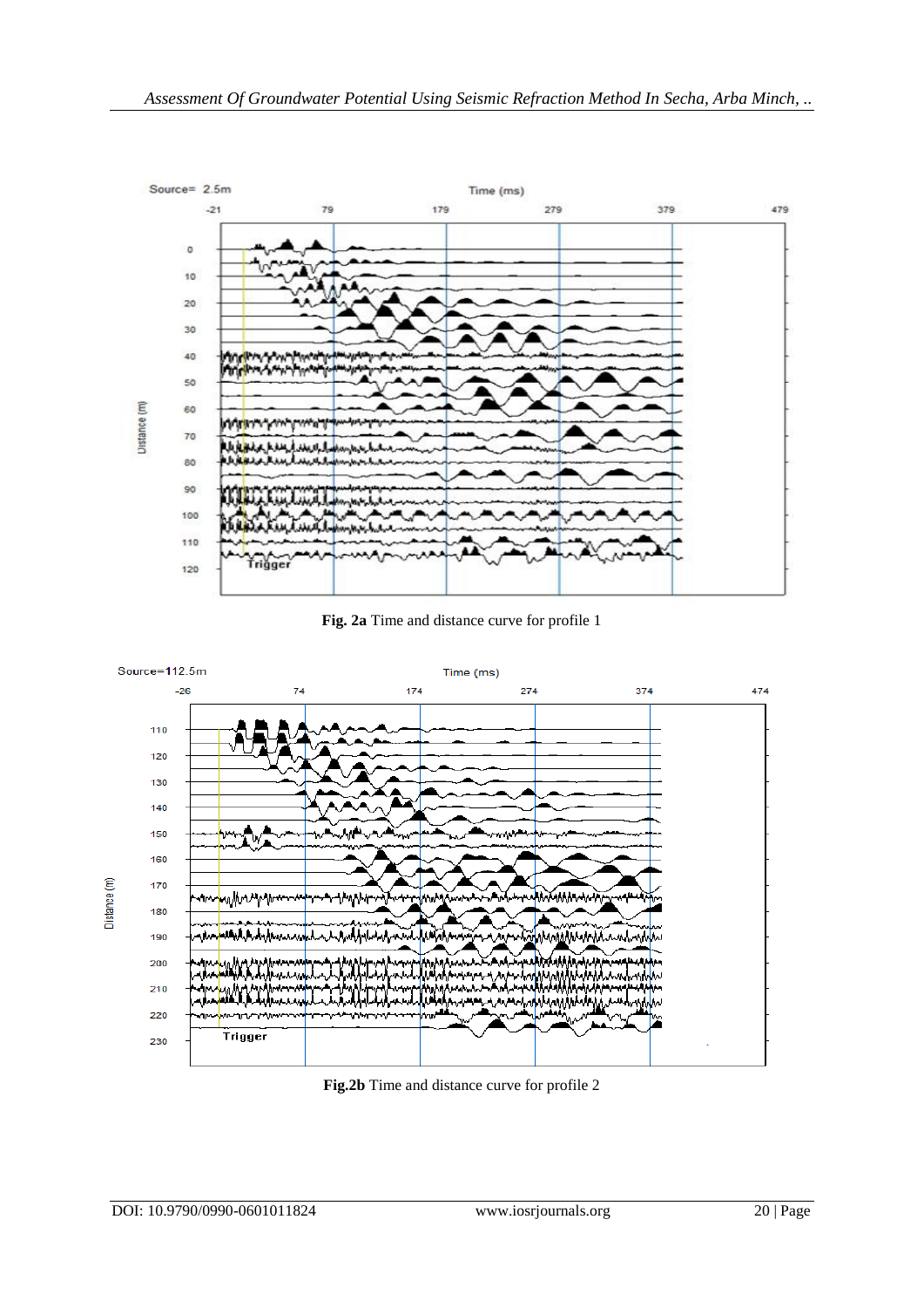**Fig. 2a** Time and distance curve for profile 1

**Fig.2b** Time and distance curve for profile 2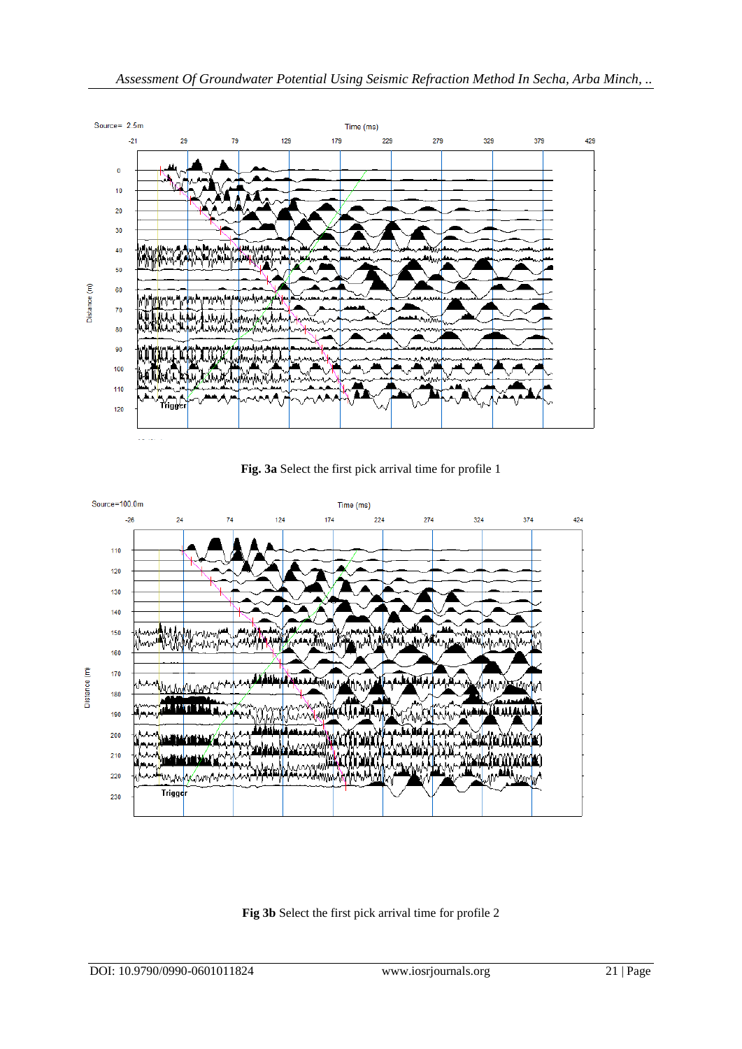**Fig. 3a** Select the first pick arrival time for profile 1

**Fig 3b** Select the first pick arrival time for profile 2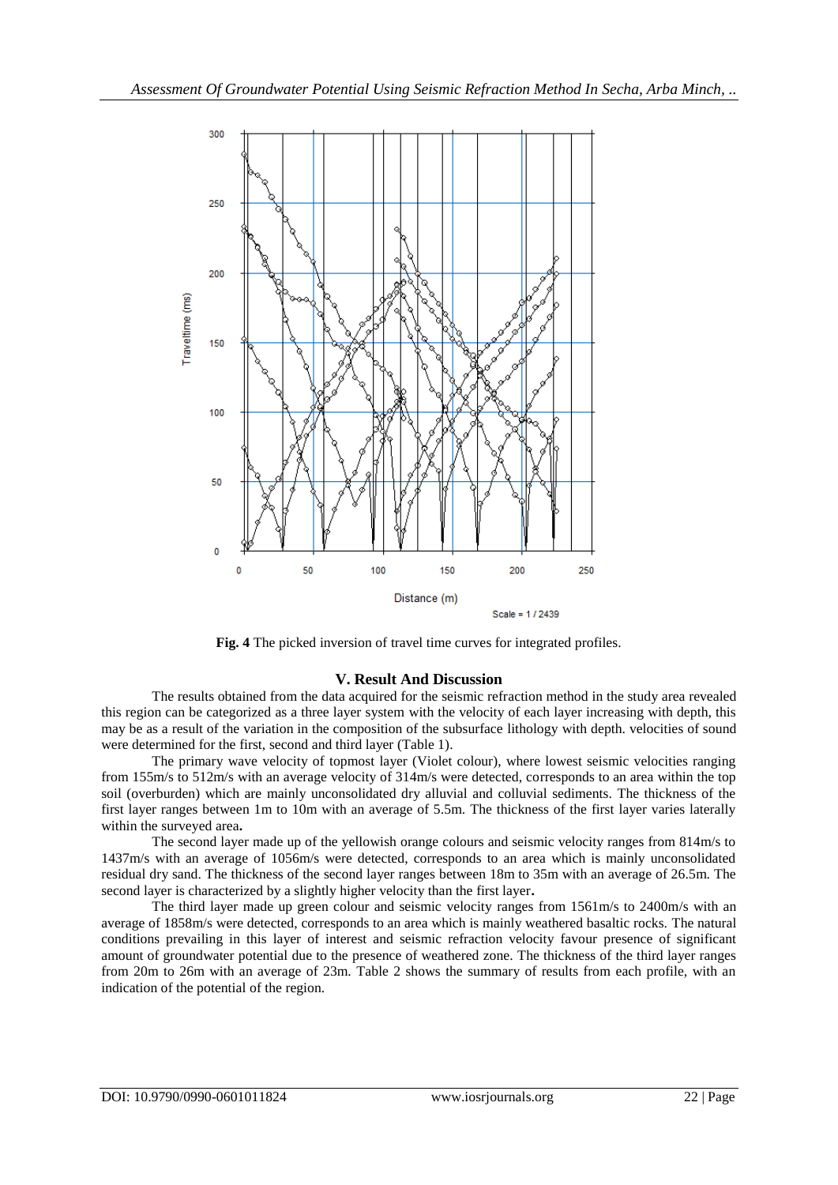**Fig. 4** The picked inversion of travel time curves for integrated profiles.

## V. Result And Discussion

The results obtained from the data acquired for the seismic refraction method in the study area revealed this region can be categorized as a three layer system with the velocity of each layer increasing with depth, this may be as a result of the variation in the composition of the subsurface lithology with depth. velocities of sound were determined for the first, second and third layer (Table 1).

The primary wave velocity of topmost layer (Violet colour), where lowest seismic velocities ranging from 155m/s to 512m/s with an average velocity of 314m/s were detected, corresponds to an area within the top soil (overburden) which are mainly unconsolidated dry alluvial and colluvial sediments. The thickness of the first layer ranges between 1m to 10m with an average of 5.5m. The thickness of the first layer varies laterally within the surveyed area**.**

The second layer made up of the yellowish orange colours and seismic velocity ranges from 814m/s to 1437m/s with an average of 1056m/s were detected, corresponds to an area which is mainly unconsolidated residual dry sand. The thickness of the second layer ranges between 18m to 35m with an average of 26.5m. The second layer is characterized by a slightly higher velocity than the first layer**.**

The third layer made up green colour and seismic velocity ranges from 1561m/s to 2400m/s with an average of 1858m/s were detected, corresponds to an area which is mainly weathered basaltic rocks. The natural conditions prevailing in this layer of interest and seismic refraction velocity favour presence of significant amount of groundwater potential due to the presence of weathered zone. The thickness of the third layer ranges from 20m to 26m with an average of 23m. Table 2 shows the summary of results from each profile, with an indication of the potential of the region.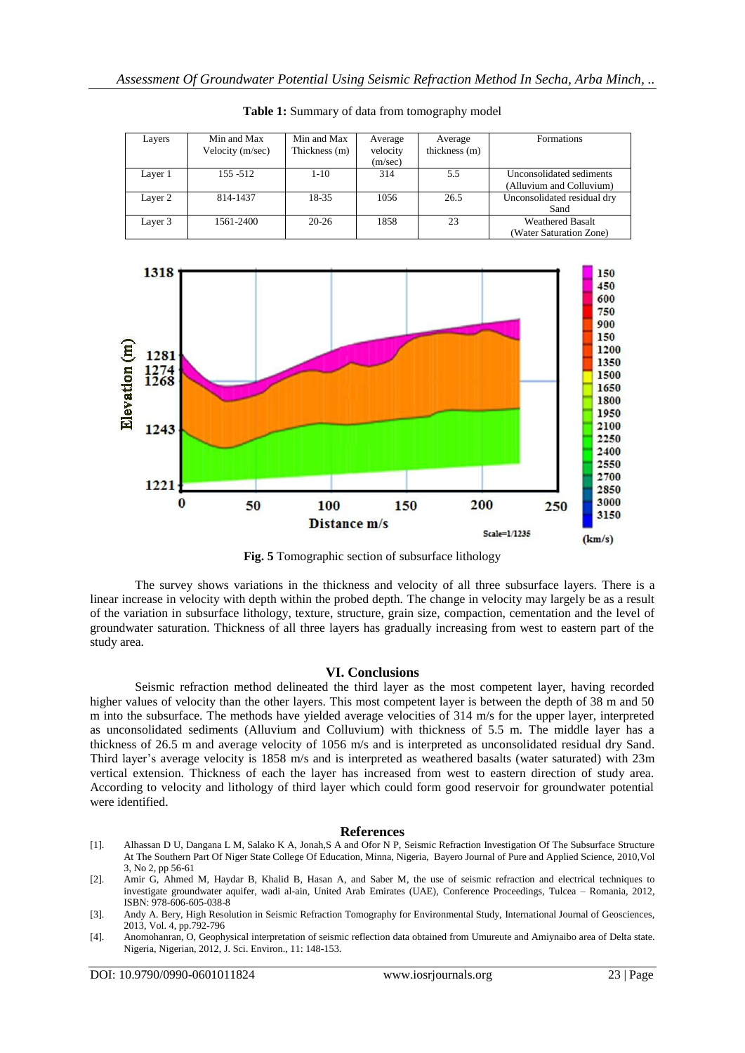**Table 1:** Summary of data from tomography model

| Layers | Min and Max Velocity (m/sec) | Min and Max Thickness (m) | Average velocity (m/sec) | Average thickness (m) | Formations |
|---|---|---|---|---|---|
| Layer 1 | 155 -512 | 1-10 | 314 | 5.5 | Unconsolidated sediments (Alluvium and Colluvium) |
| Layer 2 | 814-1437 | 18-35 | 1056 | 26.5 | Unconsolidated residual dry Sand |
| Layer 3 | 1561-2400 | 20-26 | 1858 | 23 | Weathered Basalt (Water Saturation Zone) |

**Fig. 5** Tomographic section of subsurface lithology

The survey shows variations in the thickness and velocity of all three subsurface layers. There is a linear increase in velocity with depth within the probed depth. The change in velocity may largely be as a result of the variation in subsurface lithology, texture, structure, grain size, compaction, cementation and the level of groundwater saturation. Thickness of all three layers has gradually increasing from west to eastern part of the study area.

## VI. Conclusions

Seismic refraction method delineated the third layer as the most competent layer, having recorded higher values of velocity than the other layers. This most competent layer is between the depth of 38 m and 50 m into the subsurface. The methods have yielded average velocities of 314 m/s for the upper layer, interpreted as unconsolidated sediments (Alluvium and Colluvium) with thickness of 5.5 m. The middle layer has a thickness of 26.5 m and average velocity of 1056 m/s and is interpreted as unconsolidated residual dry Sand. Third layer's average velocity is 1858 m/s and is interpreted as weathered basalts (water saturated) with 23m vertical extension. Thickness of each the layer has increased from west to eastern direction of study area. According to velocity and lithology of third layer which could form good reservoir for groundwater potential were identified.

## References

[1]. Alhassan D U, Dangana L M, Salako K A, Jonah,S A and Ofor N P, Seismic Refraction Investigation Of The Subsurface Structure At The Southern Part Of Niger State College Of Education, Minna, Nigeria, Bayero Journal of Pure and Applied Science, 2010,Vol 3, No 2, pp 56-61

[2]. Amir G, Ahmed M, Haydar B, Khalid B, Hasan A, and Saber M, the use of seismic refraction and electrical techniques to investigate groundwater aquifer, wadi al-ain, United Arab Emirates (UAE), Conference Proceedings, Tulcea – Romania, 2012, ISBN: 978-606-605-038-8

[3]. Andy A. Bery, High Resolution in Seismic Refraction Tomography for Environmental Study, International Journal of Geosciences, 2013, Vol. 4, pp.792-796

[4]. Anomohanran, O, Geophysical interpretation of seismic reflection data obtained from Umureute and Amiynaibo area of Delta state. Nigeria, Nigerian, 2012, J. Sci. Environ., 11: 148-153.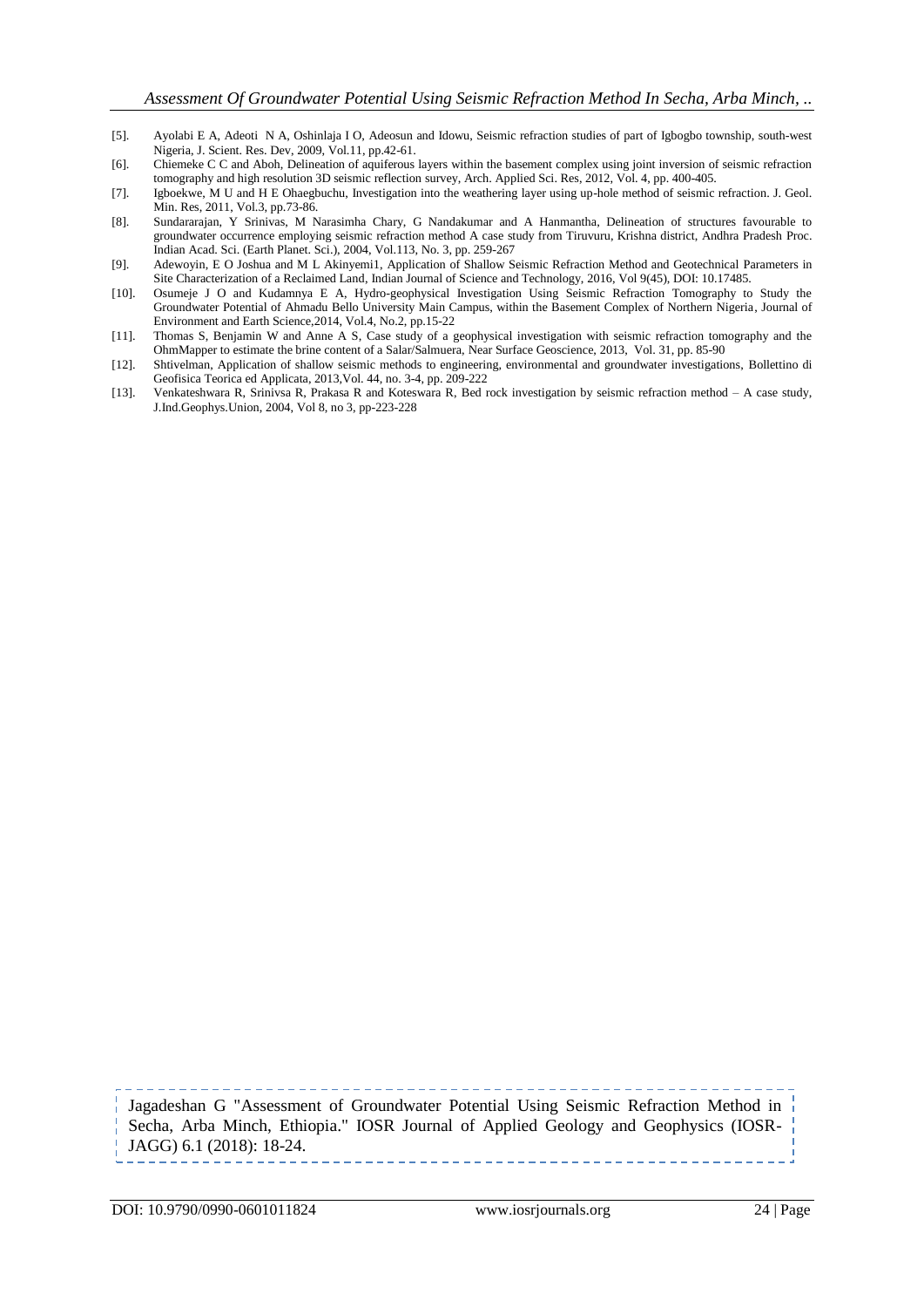[5]. Ayolabi E A, Adeoti N A, Oshinlaja I O, Adeosun and Idowu, Seismic refraction studies of part of Igbogbo township, south-west Nigeria, J. Scient. Res. Dev, 2009, Vol.11, pp.42-61.

[6]. Chiemeke C C and Aboh, Delineation of aquiferous layers within the basement complex using joint inversion of seismic refraction tomography and high resolution 3D seismic reflection survey, Arch. Applied Sci. Res, 2012, Vol. 4, pp. 400-405.

[7]. Igboekwe, M U and H E Ohaegbuchu, Investigation into the weathering layer using up-hole method of seismic refraction. J. Geol. Min. Res, 2011, Vol.3, pp.73-86.

[8]. Sundararajan, Y Srinivas, M Narasimha Chary, G Nandakumar and A Hanmantha, Delineation of structures favourable to groundwater occurrence employing seismic refraction method A case study from Tiruvuru, Krishna district, Andhra Pradesh Proc. Indian Acad. Sci. (Earth Planet. Sci.), 2004, Vol.113, No. 3, pp. 259-267

[9]. Adewoyin, E O Joshua and M L Akinyemi1, Application of Shallow Seismic Refraction Method and Geotechnical Parameters in Site Characterization of a Reclaimed Land, Indian Journal of Science and Technology, 2016, Vol 9(45), DOI: 10.17485.

[10]. Osumeje J O and Kudamnya E A, Hydro-geophysical Investigation Using Seismic Refraction Tomography to Study the Groundwater Potential of Ahmadu Bello University Main Campus, within the Basement Complex of Northern Nigeria, Journal of Environment and Earth Science,2014, Vol.4, No.2, pp.15-22

[11]. Thomas S, Benjamin W and Anne A S, Case study of a geophysical investigation with seismic refraction tomography and the OhmMapper to estimate the brine content of a Salar/Salmuera, Near Surface Geoscience, 2013, Vol. 31, pp. 85-90

[12]. Shtivelman, Application of shallow seismic methods to engineering, environmental and groundwater investigations, Bollettino di Geofisica Teorica ed Applicata, 2013,Vol. 44, no. 3-4, pp. 209-222

[13]. Venkateshwara R, Srinivsa R, Prakasa R and Koteswara R, Bed rock investigation by seismic refraction method – A case study, J.Ind.Geophys.Union, 2004, Vol 8, no 3, pp-223-228

Jagadeshan G "Assessment of Groundwater Potential Using Seismic Refraction Method in Secha, Arba Minch, Ethiopia." IOSR Journal of Applied Geology and Geophysics (IOSR-JAGG) 6.1 (2018): 18-24.